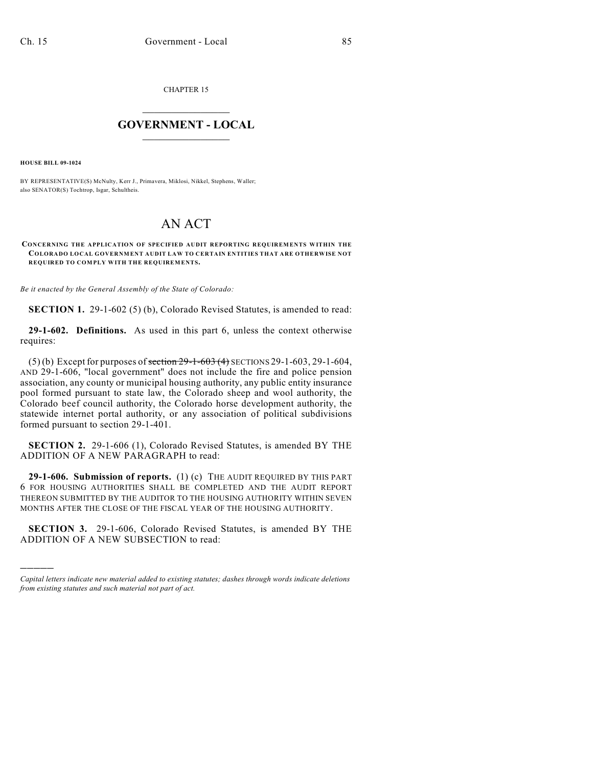CHAPTER 15

# GOVERNMENT - LOCAL

**HOUSE BILL 09-1024**

BY REPRESENTATIVE(S) McNulty, Kerr J., Primavera, Miklosi, Nikkel, Stephens, Waller; also SENATOR(S) Tochtrop, Isgar, Schultheis.

# AN ACT

**CONCERNING THE APPLICATION OF SPECIFIED AUDIT REPORTING REQUIREMENTS WITHIN THE COLORADO LOCAL GOVERNMENT AUDIT LAW TO CERTAIN ENTITIES THAT ARE OTHERWISE NOT REQUIRED TO COMPLY WITH THE REQUIREMENTS.**

*Be it enacted by the General Assembly of the State of Colorado:*

**SECTION 1.** 29-1-602 (5) (b), Colorado Revised Statutes, is amended to read:

**29-1-602. Definitions.** As used in this part 6, unless the context otherwise requires:

(5) (b) Except for purposes of ~~section 29-1-603 (4)~~ SECTIONS 29-1-603, 29-1-604, AND 29-1-606, "local government" does not include the fire and police pension association, any county or municipal housing authority, any public entity insurance pool formed pursuant to state law, the Colorado sheep and wool authority, the Colorado beef council authority, the Colorado horse development authority, the statewide internet portal authority, or any association of political subdivisions formed pursuant to section 29-1-401.

**SECTION 2.** 29-1-606 (1), Colorado Revised Statutes, is amended BY THE ADDITION OF A NEW PARAGRAPH to read:

**29-1-606. Submission of reports.** (1) (c) THE AUDIT REQUIRED BY THIS PART 6 FOR HOUSING AUTHORITIES SHALL BE COMPLETED AND THE AUDIT REPORT THEREON SUBMITTED BY THE AUDITOR TO THE HOUSING AUTHORITY WITHIN SEVEN MONTHS AFTER THE CLOSE OF THE FISCAL YEAR OF THE HOUSING AUTHORITY.

**SECTION 3.** 29-1-606, Colorado Revised Statutes, is amended BY THE ADDITION OF A NEW SUBSECTION to read:

---

*Capital letters indicate new material added to existing statutes; dashes through words indicate deletions from existing statutes and such material not part of act.*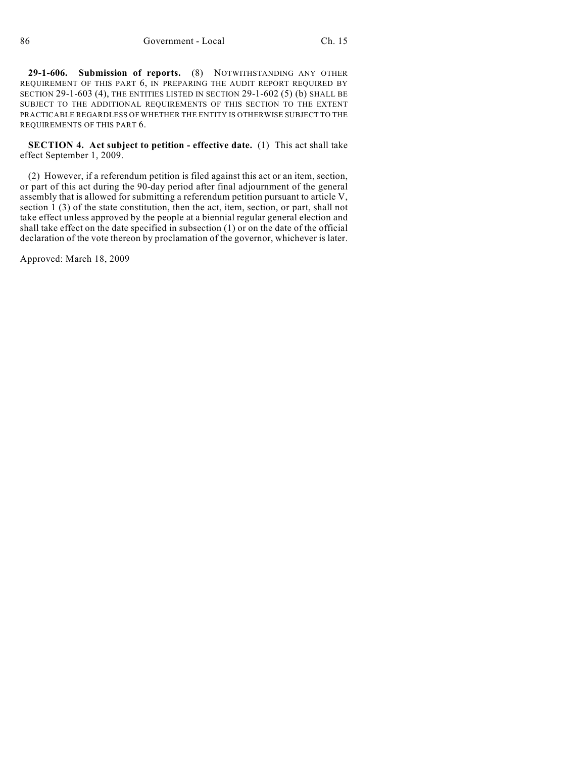**29-1-606. Submission of reports.** (8) NOTWITHSTANDING ANY OTHER REQUIREMENT OF THIS PART 6, IN PREPARING THE AUDIT REPORT REQUIRED BY SECTION 29-1-603 (4), THE ENTITIES LISTED IN SECTION 29-1-602 (5) (b) SHALL BE SUBJECT TO THE ADDITIONAL REQUIREMENTS OF THIS SECTION TO THE EXTENT PRACTICABLE REGARDLESS OF WHETHER THE ENTITY IS OTHERWISE SUBJECT TO THE REQUIREMENTS OF THIS PART 6.

**SECTION 4. Act subject to petition - effective date.** (1) This act shall take effect September 1, 2009.

(2) However, if a referendum petition is filed against this act or an item, section, or part of this act during the 90-day period after final adjournment of the general assembly that is allowed for submitting a referendum petition pursuant to article V, section 1 (3) of the state constitution, then the act, item, section, or part, shall not take effect unless approved by the people at a biennial regular general election and shall take effect on the date specified in subsection (1) or on the date of the official declaration of the vote thereon by proclamation of the governor, whichever is later.

Approved: March 18, 2009